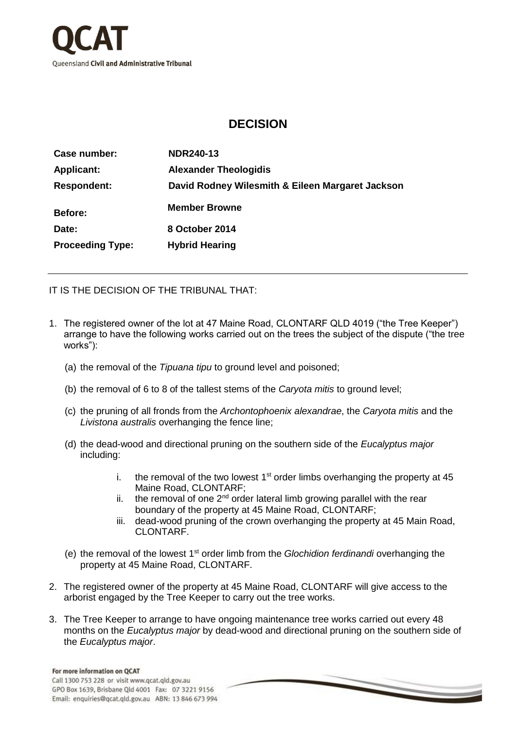QCAT

Queensland **Civil and Administrative Tribunal**

# DECISION

| | |
|---|---|
| **Case number:** | **NDR240-13** |
| **Applicant:** | **Alexander Theologidis** |
| **Respondent:** | **David Rodney Wilesmith & Eileen Margaret Jackson** |
| **Before:** | **Member Browne** |
| **Date:** | **8 October 2014** |
| **Proceeding Type:** | **Hybrid Hearing** |

---

IT IS THE DECISION OF THE TRIBUNAL THAT:

1. The registered owner of the lot at 47 Maine Road, CLONTARF QLD 4019 ("the Tree Keeper") arrange to have the following works carried out on the trees the subject of the dispute ("the tree works"):

   (a) the removal of the *Tipuana tipu* to ground level and poisoned;

   (b) the removal of 6 to 8 of the tallest stems of the *Caryota mitis* to ground level;

   (c) the pruning of all fronds from the *Archontophoenix alexandrae*, the *Caryota mitis* and the *Livistona australis* overhanging the fence line;

   (d) the dead-wood and directional pruning on the southern side of the *Eucalyptus major* including:

      i. the removal of the two lowest 1st order limbs overhanging the property at 45 Maine Road, CLONTARF;
      ii. the removal of one 2nd order lateral limb growing parallel with the rear boundary of the property at 45 Maine Road, CLONTARF;
      iii. dead-wood pruning of the crown overhanging the property at 45 Main Road, CLONTARF.

   (e) the removal of the lowest 1st order limb from the *Glochidion ferdinandi* overhanging the property at 45 Maine Road, CLONTARF.

2. The registered owner of the property at 45 Maine Road, CLONTARF will give access to the arborist engaged by the Tree Keeper to carry out the tree works.

3. The Tree Keeper to arrange to have ongoing maintenance tree works carried out every 48 months on the *Eucalyptus major* by dead-wood and directional pruning on the southern side of the *Eucalyptus major*.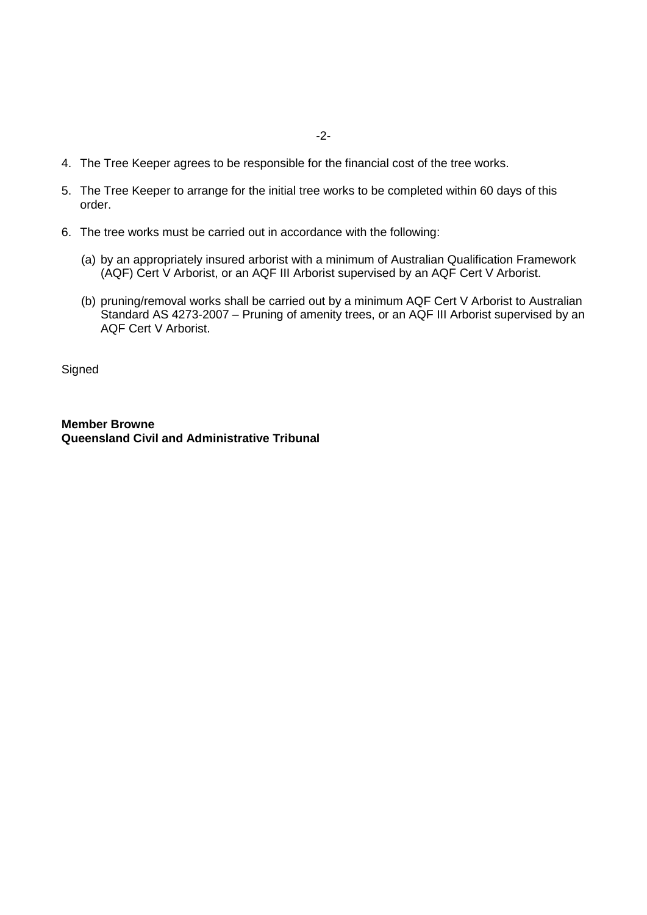4. The Tree Keeper agrees to be responsible for the financial cost of the tree works.

5. The Tree Keeper to arrange for the initial tree works to be completed within 60 days of this order.

6. The tree works must be carried out in accordance with the following:

   (a) by an appropriately insured arborist with a minimum of Australian Qualification Framework (AQF) Cert V Arborist, or an AQF III Arborist supervised by an AQF Cert V Arborist.

   (b) pruning/removal works shall be carried out by a minimum AQF Cert V Arborist to Australian Standard AS 4273-2007 – Pruning of amenity trees, or an AQF III Arborist supervised by an AQF Cert V Arborist.

Signed

**Member Browne**
**Queensland Civil and Administrative Tribunal**